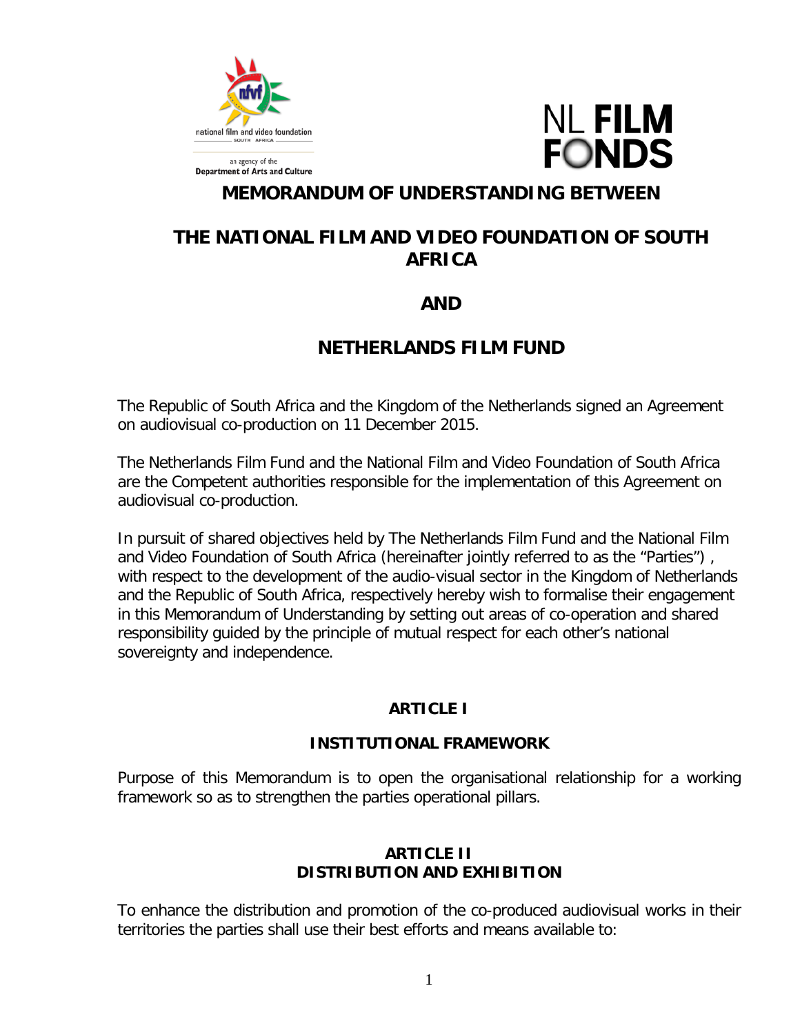national film and video foundation SOUTH AFRICA

an agency of the Department of Arts and Culture

NL FILM FONDS

# MEMORANDUM OF UNDERSTANDING BETWEEN

# THE NATIONAL FILM AND VIDEO FOUNDATION OF SOUTH AFRICA

# AND

# NETHERLANDS FILM FUND

The Republic of South Africa and the Kingdom of the Netherlands signed an Agreement on audiovisual co-production on 11 December 2015.

The Netherlands Film Fund and the National Film and Video Foundation of South Africa are the Competent authorities responsible for the implementation of this Agreement on audiovisual co-production.

In pursuit of shared objectives held by The Netherlands Film Fund and the National Film and Video Foundation of South Africa (hereinafter jointly referred to as the "Parties") , with respect to the development of the audio-visual sector in the Kingdom of Netherlands and the Republic of South Africa, respectively hereby wish to formalise their engagement in this Memorandum of Understanding by setting out areas of co-operation and shared responsibility guided by the principle of mutual respect for each other's national sovereignty and independence.

## ARTICLE I

## INSTITUTIONAL FRAMEWORK

Purpose of this Memorandum is to open the organisational relationship for a working framework so as to strengthen the parties operational pillars.

## ARTICLE II
## DISTRIBUTION AND EXHIBITION

To enhance the distribution and promotion of the co-produced audiovisual works in their territories the parties shall use their best efforts and means available to: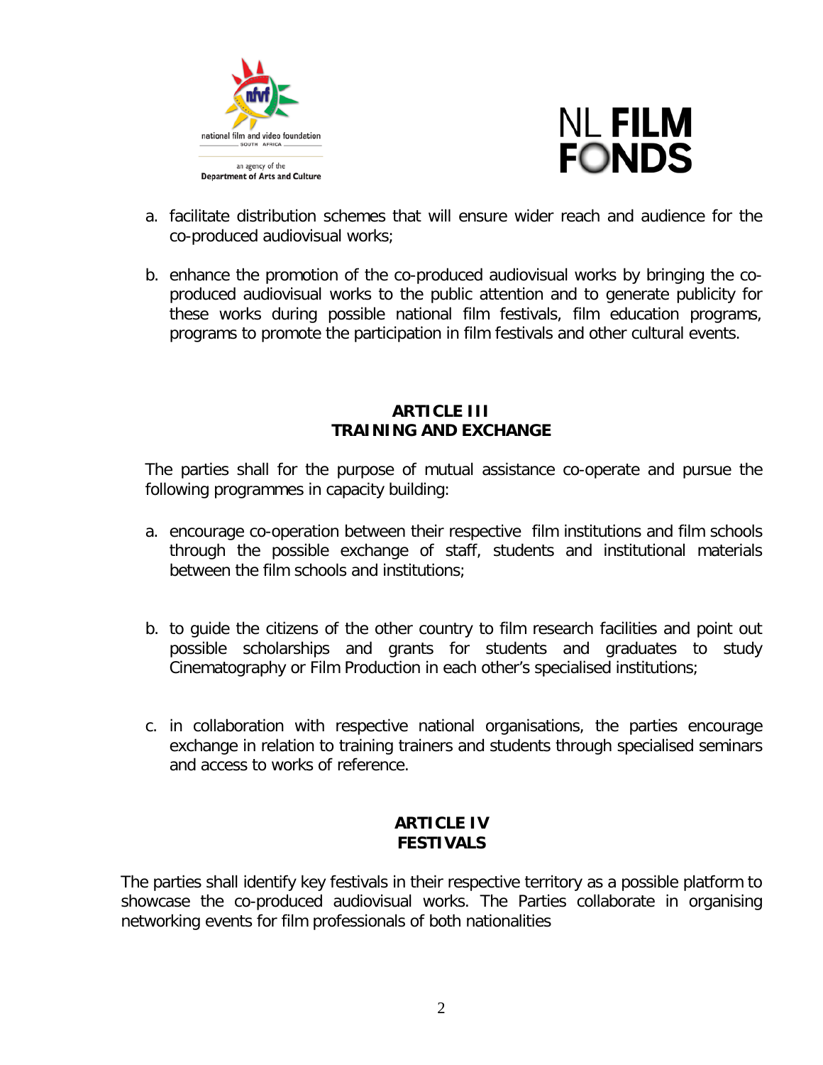a. facilitate distribution schemes that will ensure wider reach and audience for the co-produced audiovisual works;

b. enhance the promotion of the co-produced audiovisual works by bringing the co-produced audiovisual works to the public attention and to generate publicity for these works during possible national film festivals, film education programs, programs to promote the participation in film festivals and other cultural events.

## ARTICLE III
## TRAINING AND EXCHANGE

The parties shall for the purpose of mutual assistance co-operate and pursue the following programmes in capacity building:

a. encourage co-operation between their respective film institutions and film schools through the possible exchange of staff, students and institutional materials between the film schools and institutions;

b. to guide the citizens of the other country to film research facilities and point out possible scholarships and grants for students and graduates to study Cinematography or Film Production in each other's specialised institutions;

c. in collaboration with respective national organisations, the parties encourage exchange in relation to training trainers and students through specialised seminars and access to works of reference.

## ARTICLE IV
## FESTIVALS

The parties shall identify key festivals in their respective territory as a possible platform to showcase the co-produced audiovisual works. The Parties collaborate in organising networking events for film professionals of both nationalities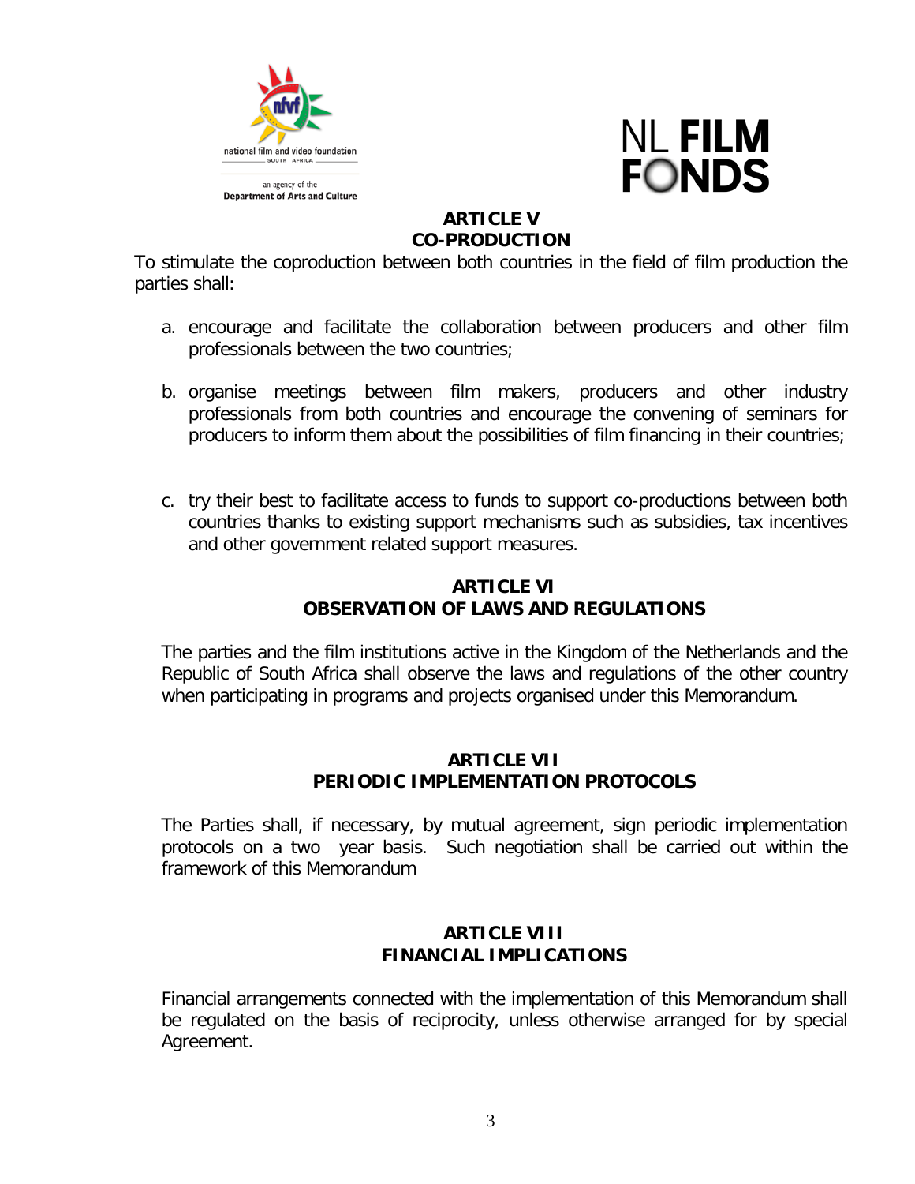## ARTICLE V
## CO-PRODUCTION

To stimulate the coproduction between both countries in the field of film production the parties shall:

a. encourage and facilitate the collaboration between producers and other film professionals between the two countries;

b. organise meetings between film makers, producers and other industry professionals from both countries and encourage the convening of seminars for producers to inform them about the possibilities of film financing in their countries;

c. try their best to facilitate access to funds to support co-productions between both countries thanks to existing support mechanisms such as subsidies, tax incentives and other government related support measures.

## ARTICLE VI
## OBSERVATION OF LAWS AND REGULATIONS

The parties and the film institutions active in the Kingdom of the Netherlands and the Republic of South Africa shall observe the laws and regulations of the other country when participating in programs and projects organised under this Memorandum.

## ARTICLE VII
## PERIODIC IMPLEMENTATION PROTOCOLS

The Parties shall, if necessary, by mutual agreement, sign periodic implementation protocols on a two year basis. Such negotiation shall be carried out within the framework of this Memorandum

## ARTICLE VIII
## FINANCIAL IMPLICATIONS

Financial arrangements connected with the implementation of this Memorandum shall be regulated on the basis of reciprocity, unless otherwise arranged for by special Agreement.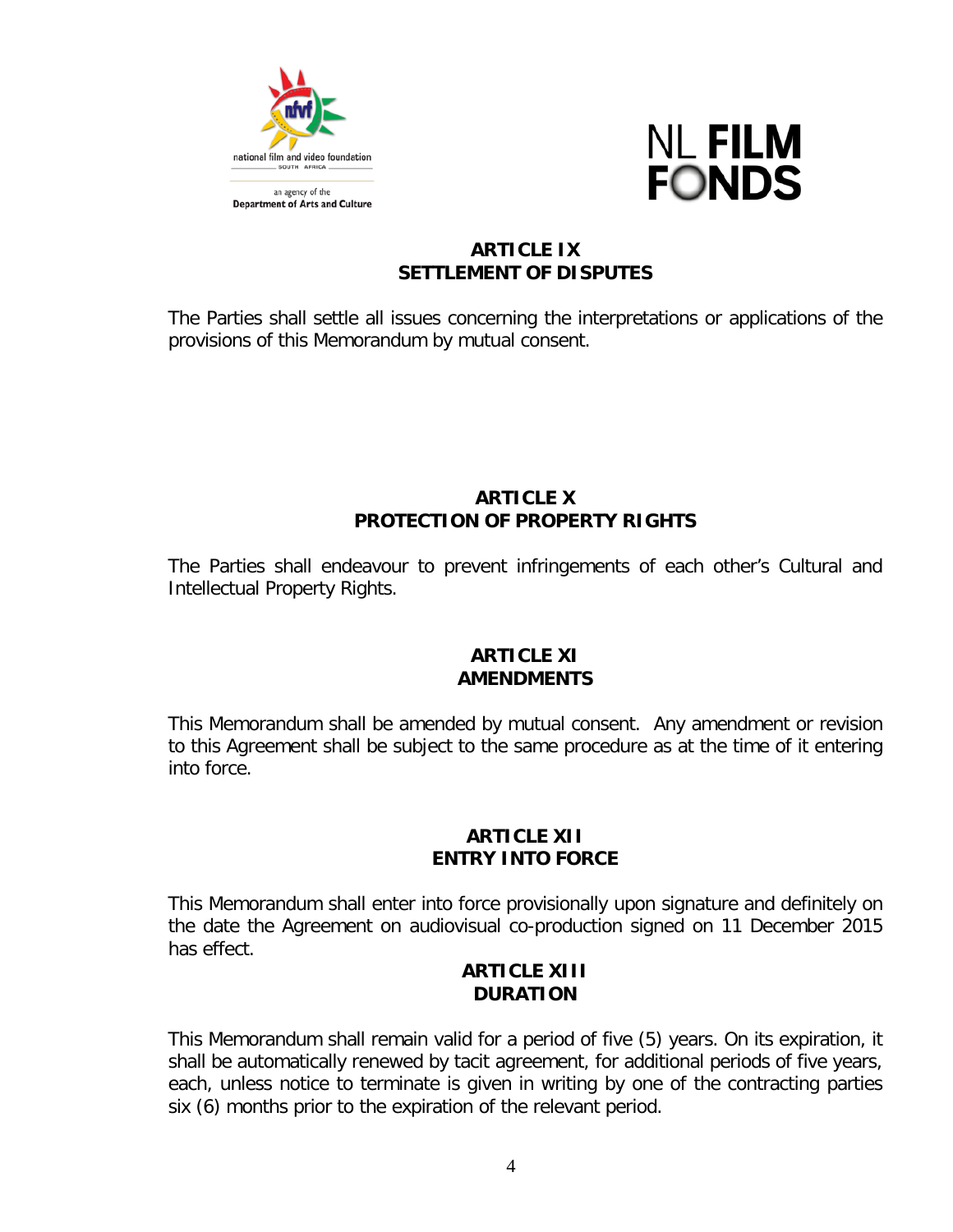## ARTICLE IX
## SETTLEMENT OF DISPUTES

The Parties shall settle all issues concerning the interpretations or applications of the provisions of this Memorandum by mutual consent.

## ARTICLE X
## PROTECTION OF PROPERTY RIGHTS

The Parties shall endeavour to prevent infringements of each other's Cultural and Intellectual Property Rights.

## ARTICLE XI
## AMENDMENTS

This Memorandum shall be amended by mutual consent. Any amendment or revision to this Agreement shall be subject to the same procedure as at the time of it entering into force.

## ARTICLE XII
## ENTRY INTO FORCE

This Memorandum shall enter into force provisionally upon signature and definitely on the date the Agreement on audiovisual co-production signed on 11 December 2015 has effect.

## ARTICLE XIII
## DURATION

This Memorandum shall remain valid for a period of five (5) years. On its expiration, it shall be automatically renewed by tacit agreement, for additional periods of five years, each, unless notice to terminate is given in writing by one of the contracting parties six (6) months prior to the expiration of the relevant period.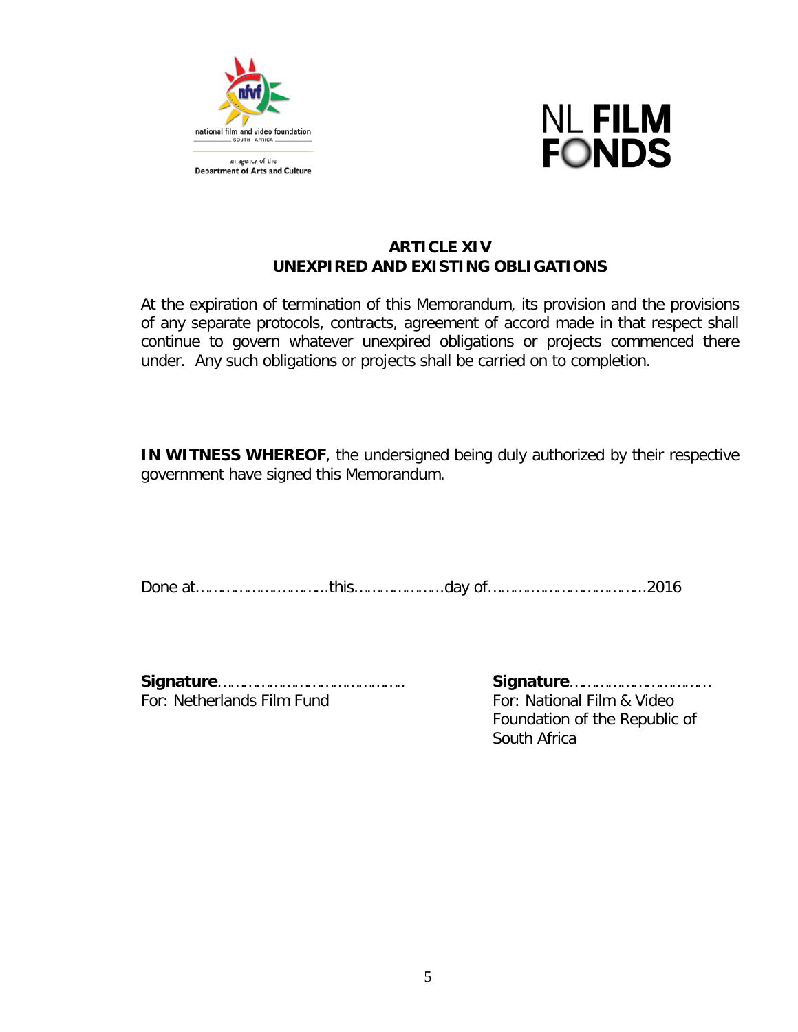## ARTICLE XIV
## UNEXPIRED AND EXISTING OBLIGATIONS

At the expiration of termination of this Memorandum, its provision and the provisions of any separate protocols, contracts, agreement of accord made in that respect shall continue to govern whatever unexpired obligations or projects commenced there under. Any such obligations or projects shall be carried on to completion.

**IN WITNESS WHEREOF**, the undersigned being duly authorized by their respective government have signed this Memorandum.

Done at…………………………this…………………day of………………………………2016

**Signature**……………………………………
For: Netherlands Film Fund

**Signature**……………………………
For: National Film & Video Foundation of the Republic of South Africa